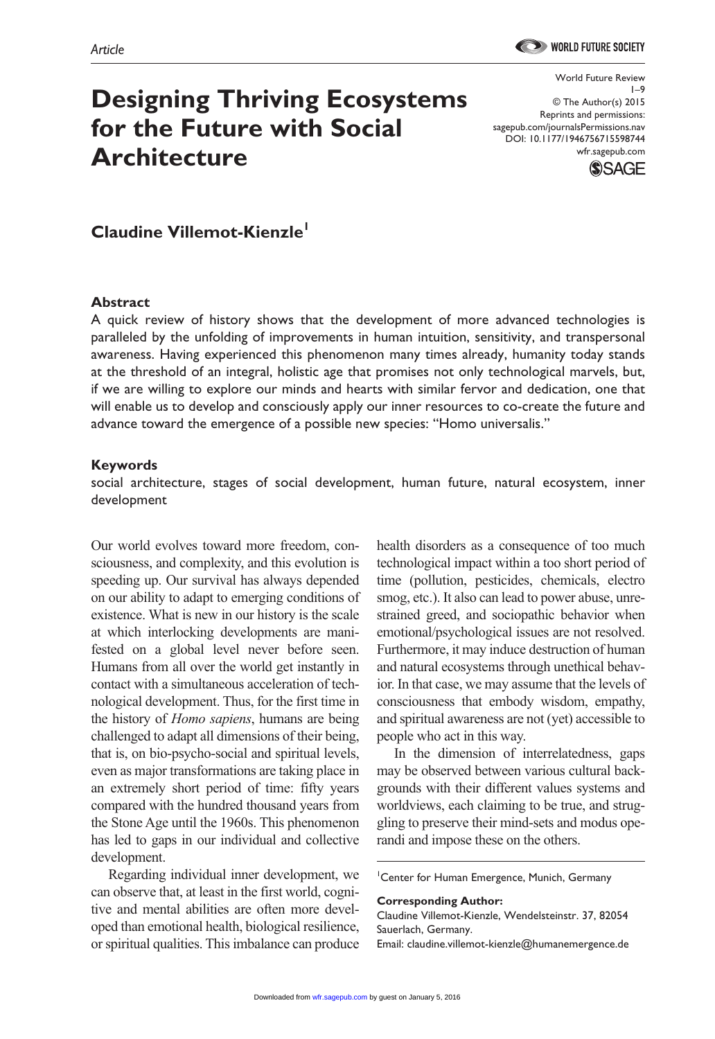Article

# Designing Thriving Ecosystems for the Future with Social Architecture

World Future Review
© The Author(s) 2015
Reprints and permissions:
sagepub.com/journalsPermissions.nav
DOI: 10.1177/1946756715598744
wfr.sagepub.com

**Claudine Villemot-Kienzle**[1]

## Abstract

A quick review of history shows that the development of more advanced technologies is paralleled by the unfolding of improvements in human intuition, sensitivity, and transpersonal awareness. Having experienced this phenomenon many times already, humanity today stands at the threshold of an integral, holistic age that promises not only technological marvels, but, if we are willing to explore our minds and hearts with similar fervor and dedication, one that will enable us to develop and consciously apply our inner resources to co-create the future and advance toward the emergence of a possible new species: "Homo universalis."

## Keywords

social architecture, stages of social development, human future, natural ecosystem, inner development

Our world evolves toward more freedom, consciousness, and complexity, and this evolution is speeding up. Our survival has always depended on our ability to adapt to emerging conditions of existence. What is new in our history is the scale at which interlocking developments are manifested on a global level never before seen. Humans from all over the world get instantly in contact with a simultaneous acceleration of technological development. Thus, for the first time in the history of *Homo sapiens*, humans are being challenged to adapt all dimensions of their being, that is, on bio-psycho-social and spiritual levels, even as major transformations are taking place in an extremely short period of time: fifty years compared with the hundred thousand years from the Stone Age until the 1960s. This phenomenon has led to gaps in our individual and collective development.

Regarding individual inner development, we can observe that, at least in the first world, cognitive and mental abilities are often more developed than emotional health, biological resilience, or spiritual qualities. This imbalance can produce health disorders as a consequence of too much technological impact within a too short period of time (pollution, pesticides, chemicals, electro smog, etc.). It also can lead to power abuse, unrestrained greed, and sociopathic behavior when emotional/psychological issues are not resolved. Furthermore, it may induce destruction of human and natural ecosystems through unethical behavior. In that case, we may assume that the levels of consciousness that embody wisdom, empathy, and spiritual awareness are not (yet) accessible to people who act in this way.

In the dimension of interrelatedness, gaps may be observed between various cultural backgrounds with their different values systems and worldviews, each claiming to be true, and struggling to preserve their mind-sets and modus operandi and impose these on the others.

[1]Center for Human Emergence, Munich, Germany

**Corresponding Author:**
Claudine Villemot-Kienzle, Wendelsteinstr. 37, 82054 Sauerlach, Germany.
Email: claudine.villemot-kienzle@humanemergence.de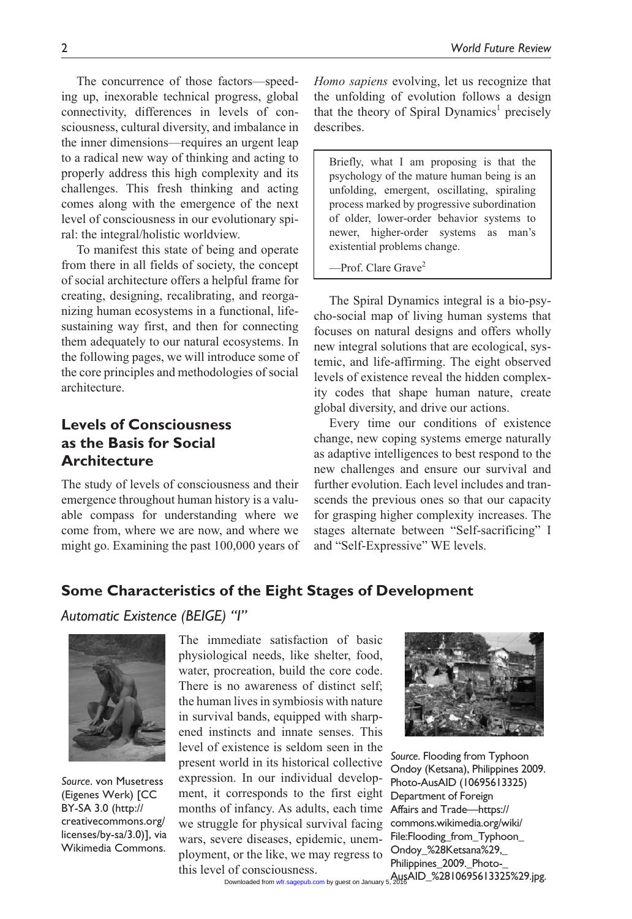The concurrence of those factors—speeding up, inexorable technical progress, global connectivity, differences in levels of consciousness, cultural diversity, and imbalance in the inner dimensions—requires an urgent leap to a radical new way of thinking and acting to properly address this high complexity and its challenges. This fresh thinking and acting comes along with the emergence of the next level of consciousness in our evolutionary spiral: the integral/holistic worldview.

To manifest this state of being and operate from there in all fields of society, the concept of social architecture offers a helpful frame for creating, designing, recalibrating, and reorganizing human ecosystems in a functional, life-sustaining way first, and then for connecting them adequately to our natural ecosystems. In the following pages, we will introduce some of the core principles and methodologies of social architecture.

## Levels of Consciousness as the Basis for Social Architecture

The study of levels of consciousness and their emergence throughout human history is a valuable compass for understanding where we come from, where we are now, and where we might go. Examining the past 100,000 years of *Homo sapiens* evolving, let us recognize that the unfolding of evolution follows a design that the theory of Spiral Dynamics[1] precisely describes.

> Briefly, what I am proposing is that the psychology of the mature human being is an unfolding, emergent, oscillating, spiraling process marked by progressive subordination of older, lower-order behavior systems to newer, higher-order systems as man's existential problems change.
>
> —Prof. Clare Grave[2]

The Spiral Dynamics integral is a bio-psycho-social map of living human systems that focuses on natural designs and offers wholly new integral solutions that are ecological, systemic, and life-affirming. The eight observed levels of existence reveal the hidden complexity codes that shape human nature, create global diversity, and drive our actions.

Every time our conditions of existence change, new coping systems emerge naturally as adaptive intelligences to best respond to the new challenges and ensure our survival and further evolution. Each level includes and transcends the previous ones so that our capacity for grasping higher complexity increases. The stages alternate between "Self-sacrificing" I and "Self-Expressive" WE levels.

## Some Characteristics of the Eight Stages of Development

### *Automatic Existence (BEIGE) "I"*

*Source*. von Musetress (Eigenes Werk) [CC BY-SA 3.0 (http://creativecommons.org/licenses/by-sa/3.0)], via Wikimedia Commons.

The immediate satisfaction of basic physiological needs, like shelter, food, water, procreation, build the core code. There is no awareness of distinct self; the human lives in symbiosis with nature in survival bands, equipped with sharpened instincts and innate senses. This level of existence is seldom seen in the present world in its historical collective expression. In our individual development, it corresponds to the first eight months of infancy. As adults, each time we struggle for physical survival facing wars, severe diseases, epidemic, unemployment, or the like, we may regress to this level of consciousness.

*Source*. Flooding from Typhoon Ondoy (Ketsana), Philippines 2009. Photo-AusAID (10695613325) Department of Foreign Affairs and Trade—https://commons.wikimedia.org/wiki/File:Flooding_from_Typhoon_Ondoy_%28Ketsana%29,_Philippines_2009._Photo-_AusAID_%2810695613325%29.jpg.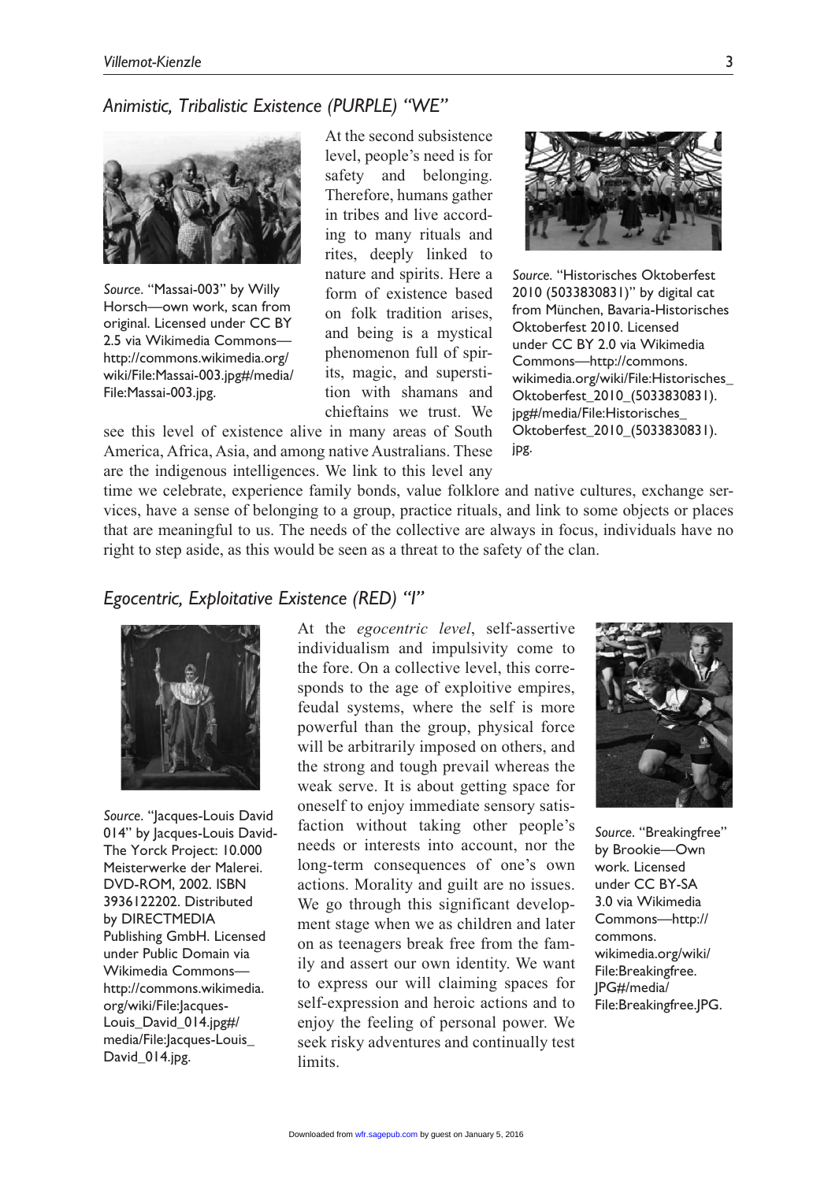### *Animistic, Tribalistic Existence (PURPLE) "WE"*

*Source.* "Massai-003" by Willy Horsch—own work, scan from original. Licensed under CC BY 2.5 via Wikimedia Commons—http://commons.wikimedia.org/wiki/File:Massai-003.jpg#/media/File:Massai-003.jpg.

At the second subsistence level, people's need is for safety and belonging. Therefore, humans gather in tribes and live according to many rituals and rites, deeply linked to nature and spirits. Here a form of existence based on folk tradition arises, and being is a mystical phenomenon full of spirits, magic, and superstition with shamans and chieftains we trust. We see this level of existence alive in many areas of South America, Africa, Asia, and among native Australians. These are the indigenous intelligences. We link to this level any time we celebrate, experience family bonds, value folklore and native cultures, exchange services, have a sense of belonging to a group, practice rituals, and link to some objects or places that are meaningful to us. The needs of the collective are always in focus, individuals have no right to step aside, as this would be seen as a threat to the safety of the clan.

*Source.* "Historisches Oktoberfest 2010 (5033830831)" by digital cat from München, Bavaria-Historisches Oktoberfest 2010. Licensed under CC BY 2.0 via Wikimedia Commons—http://commons.wikimedia.org/wiki/File:Historisches_Oktoberfest_2010_(5033830831).jpg#/media/File:Historisches_Oktoberfest_2010_(5033830831).jpg.

### *Egocentric, Exploitative Existence (RED) "I"*

*Source.* "Jacques-Louis David 014" by Jacques-Louis David-The Yorck Project: 10.000 Meisterwerke der Malerei. DVD-ROM, 2002. ISBN 3936122202. Distributed by DIRECTMEDIA Publishing GmbH. Licensed under Public Domain via Wikimedia Commons—http://commons.wikimedia.org/wiki/File:Jacques-Louis_David_014.jpg#/media/File:Jacques-Louis_David_014.jpg.

At the *egocentric level*, self-assertive individualism and impulsivity come to the fore. On a collective level, this corresponds to the age of exploitive empires, feudal systems, where the self is more powerful than the group, physical force will be arbitrarily imposed on others, and the strong and tough prevail whereas the weak serve. It is about getting space for oneself to enjoy immediate sensory satisfaction without taking other people's needs or interests into account, nor the long-term consequences of one's own actions. Morality and guilt are no issues. We go through this significant development stage when we as children and later on as teenagers break free from the family and assert our own identity. We want to express our will claiming spaces for self-expression and heroic actions and to enjoy the feeling of personal power. We seek risky adventures and continually test limits.

*Source.* "Breakingfree" by Brookie—Own work. Licensed under CC BY-SA 3.0 via Wikimedia Commons—http://commons.wikimedia.org/wiki/File:Breakingfree.JPG#/media/File:Breakingfree.JPG.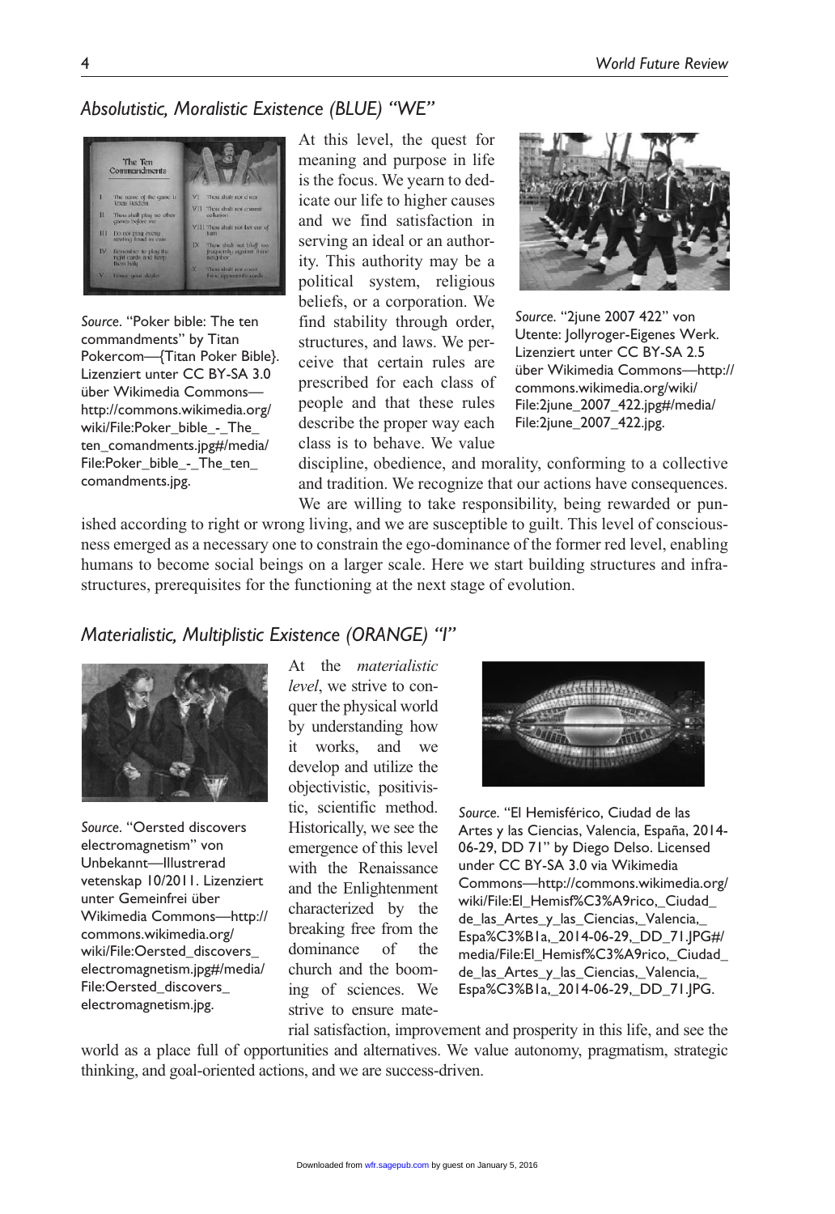## *Absolutistic, Moralistic Existence (BLUE) "WE"*

*Source*. "Poker bible: The ten commandments" by Titan Pokercom—{Titan Poker Bible}. Lizenziert unter CC BY-SA 3.0 über Wikimedia Commons—http://commons.wikimedia.org/wiki/File:Poker_bible_-_The_ten_comandments.jpg#/media/File:Poker_bible_-_The_ten_comandments.jpg.

*Source*. "2june 2007 422" von Utente: Jollyroger-Eigenes Werk. Lizenziert unter CC BY-SA 2.5 über Wikimedia Commons—http://commons.wikimedia.org/wiki/File:2june_2007_422.jpg#/media/File:2june_2007_422.jpg.

At this level, the quest for meaning and purpose in life is the focus. We yearn to dedicate our life to higher causes and we find satisfaction in serving an ideal or an authority. This authority may be a political system, religious beliefs, or a corporation. We find stability through order, structures, and laws. We perceive that certain rules are prescribed for each class of people and that these rules describe the proper way each class is to behave. We value discipline, obedience, and morality, conforming to a collective and tradition. We recognize that our actions have consequences. We are willing to take responsibility, being rewarded or punished according to right or wrong living, and we are susceptible to guilt. This level of consciousness emerged as a necessary one to constrain the ego-dominance of the former red level, enabling humans to become social beings on a larger scale. Here we start building structures and infrastructures, prerequisites for the functioning at the next stage of evolution.

## *Materialistic, Multiplistic Existence (ORANGE) "I"*

*Source*. "Oersted discovers electromagnetism" von Unbekannt—Illustrerad vetenskap 10/2011. Lizenziert unter Gemeinfrei über Wikimedia Commons—http://commons.wikimedia.org/wiki/File:Oersted_discovers_electromagnetism.jpg#/media/File:Oersted_discovers_electromagnetism.jpg.

*Source*. "El Hemisférico, Ciudad de las Artes y las Ciencias, Valencia, España, 2014-06-29, DD 71" by Diego Delso. Licensed under CC BY-SA 3.0 via Wikimedia Commons—http://commons.wikimedia.org/wiki/File:El_Hemisf%C3%A9rico,_Ciudad_de_las_Artes_y_las_Ciencias,_Valencia,_Espa%C3%B1a,_2014-06-29,_DD_71.JPG#/media/File:El_Hemisf%C3%A9rico,_Ciudad_de_las_Artes_y_las_Ciencias,_Valencia,_Espa%C3%B1a,_2014-06-29,_DD_71.JPG.

At the *materialistic level*, we strive to conquer the physical world by understanding how it works, and we develop and utilize the objectivistic, positivistic, scientific method. Historically, we see the emergence of this level with the Renaissance and the Enlightenment characterized by the breaking free from the dominance of the church and the booming of sciences. We strive to ensure material satisfaction, improvement and prosperity in this life, and see the world as a place full of opportunities and alternatives. We value autonomy, pragmatism, strategic thinking, and goal-oriented actions, and we are success-driven.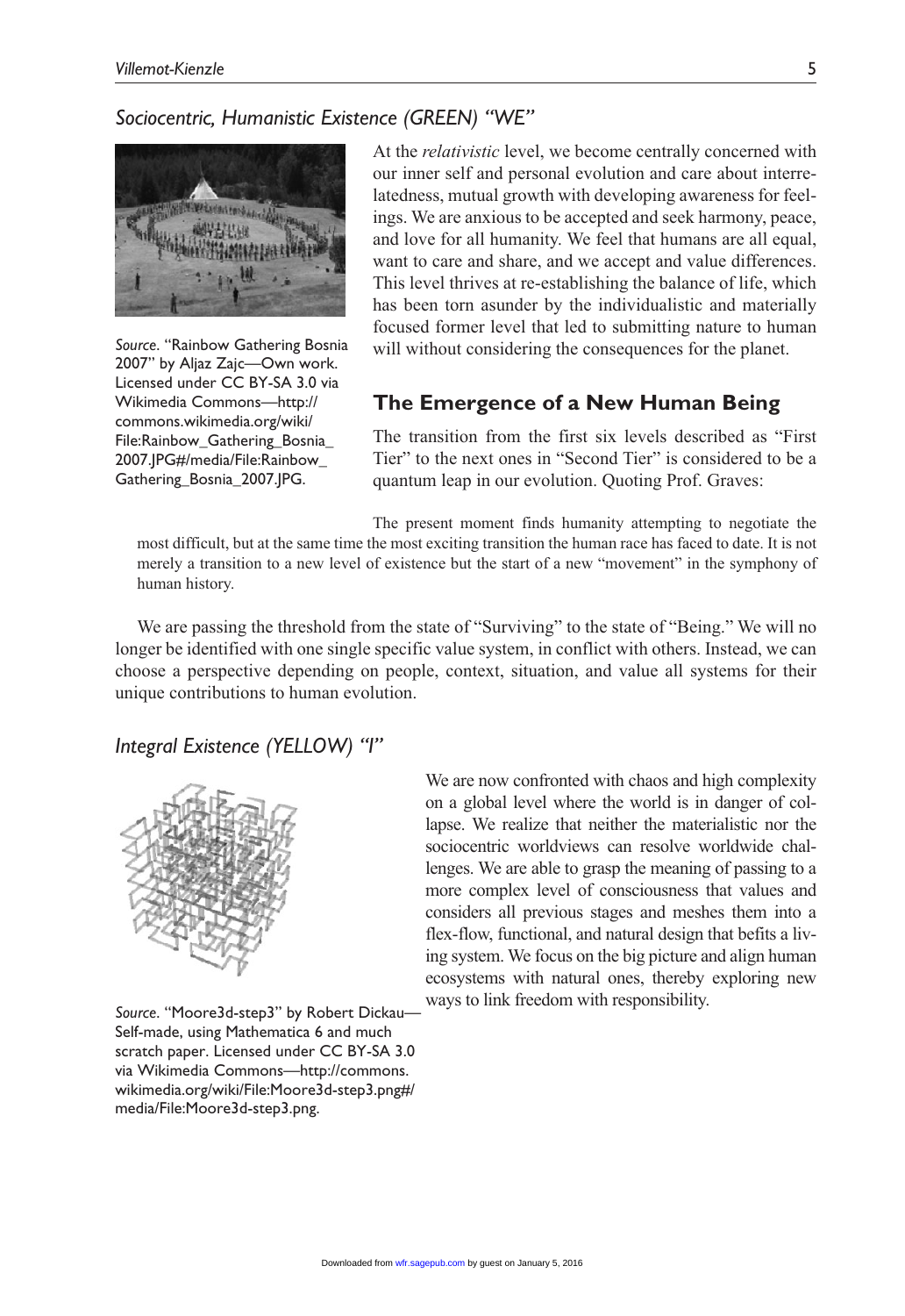### *Sociocentric, Humanistic Existence (GREEN) "WE"*

*Source*. "Rainbow Gathering Bosnia 2007" by Aljaz Zajc—Own work. Licensed under CC BY-SA 3.0 via Wikimedia Commons—http://commons.wikimedia.org/wiki/File:Rainbow_Gathering_Bosnia_2007.JPG#/media/File:Rainbow_Gathering_Bosnia_2007.JPG.

At the *relativistic* level, we become centrally concerned with our inner self and personal evolution and care about interrelatedness, mutual growth with developing awareness for feelings. We are anxious to be accepted and seek harmony, peace, and love for all humanity. We feel that humans are all equal, want to care and share, and we accept and value differences. This level thrives at re-establishing the balance of life, which has been torn asunder by the individualistic and materially focused former level that led to submitting nature to human will without considering the consequences for the planet.

## The Emergence of a New Human Being

The transition from the first six levels described as "First Tier" to the next ones in "Second Tier" is considered to be a quantum leap in our evolution. Quoting Prof. Graves:

> The present moment finds humanity attempting to negotiate the most difficult, but at the same time the most exciting transition the human race has faced to date. It is not merely a transition to a new level of existence but the start of a new "movement" in the symphony of human history.

We are passing the threshold from the state of "Surviving" to the state of "Being." We will no longer be identified with one single specific value system, in conflict with others. Instead, we can choose a perspective depending on people, context, situation, and value all systems for their unique contributions to human evolution.

### *Integral Existence (YELLOW) "I"*

*Source*. "Moore3d-step3" by Robert Dickau—Self-made, using Mathematica 6 and much scratch paper. Licensed under CC BY-SA 3.0 via Wikimedia Commons—http://commons.wikimedia.org/wiki/File:Moore3d-step3.png#/media/File:Moore3d-step3.png.

We are now confronted with chaos and high complexity on a global level where the world is in danger of collapse. We realize that neither the materialistic nor the sociocentric worldviews can resolve worldwide challenges. We are able to grasp the meaning of passing to a more complex level of consciousness that values and considers all previous stages and meshes them into a flex-flow, functional, and natural design that befits a living system. We focus on the big picture and align human ecosystems with natural ones, thereby exploring new ways to link freedom with responsibility.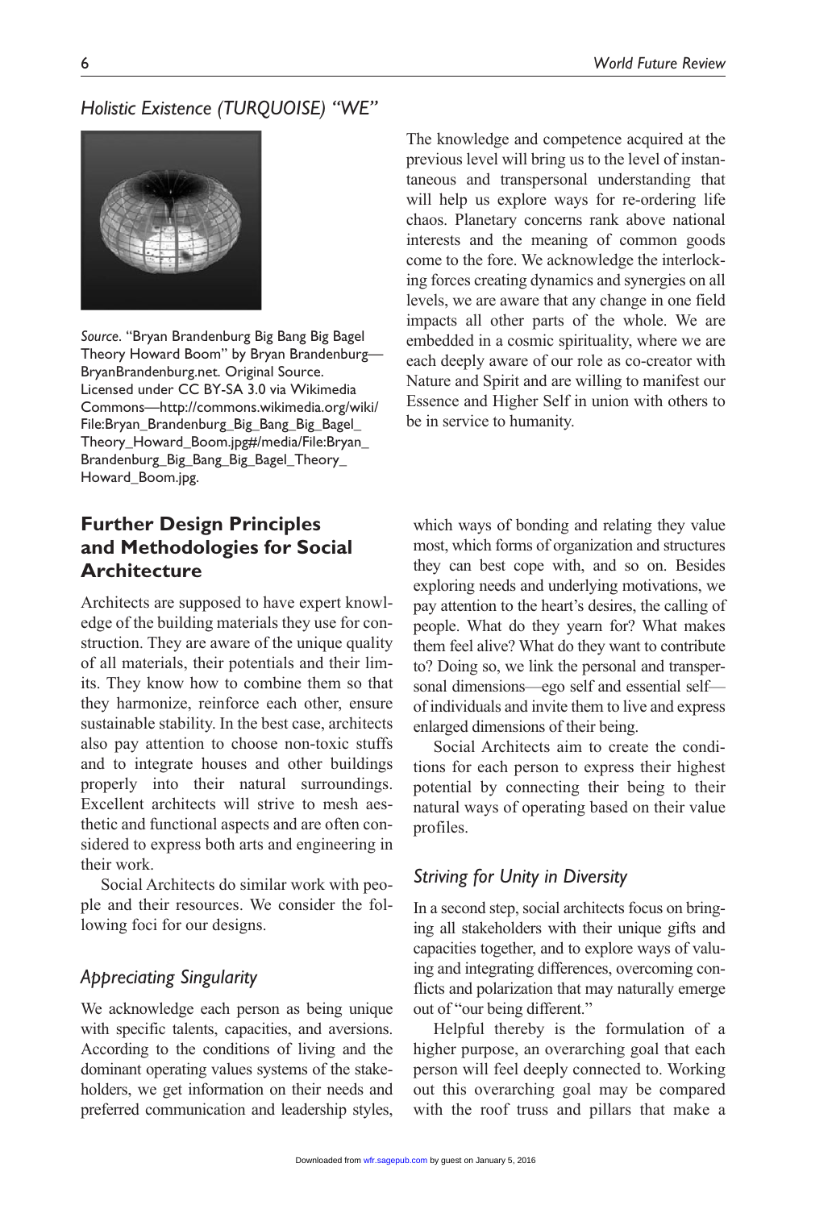### Holistic Existence (TURQUOISE) "WE"

*Source*. "Bryan Brandenburg Big Bang Big Bagel Theory Howard Boom" by Bryan Brandenburg—BryanBrandenburg.net. Original Source. Licensed under CC BY-SA 3.0 via Wikimedia Commons—http://commons.wikimedia.org/wiki/File:Bryan_Brandenburg_Big_Bang_Big_Bagel_Theory_Howard_Boom.jpg#/media/File:Bryan_Brandenburg_Big_Bang_Big_Bagel_Theory_Howard_Boom.jpg.

The knowledge and competence acquired at the previous level will bring us to the level of instantaneous and transpersonal understanding that will help us explore ways for re-ordering life chaos. Planetary concerns rank above national interests and the meaning of common goods come to the fore. We acknowledge the interlocking forces creating dynamics and synergies on all levels, we are aware that any change in one field impacts all other parts of the whole. We are embedded in a cosmic spirituality, where we are each deeply aware of our role as co-creator with Nature and Spirit and are willing to manifest our Essence and Higher Self in union with others to be in service to humanity.

## Further Design Principles and Methodologies for Social Architecture

Architects are supposed to have expert knowledge of the building materials they use for construction. They are aware of the unique quality of all materials, their potentials and their limits. They know how to combine them so that they harmonize, reinforce each other, ensure sustainable stability. In the best case, architects also pay attention to choose non-toxic stuffs and to integrate houses and other buildings properly into their natural surroundings. Excellent architects will strive to mesh aesthetic and functional aspects and are often considered to express both arts and engineering in their work.

Social Architects do similar work with people and their resources. We consider the following foci for our designs.

### Appreciating Singularity

We acknowledge each person as being unique with specific talents, capacities, and aversions. According to the conditions of living and the dominant operating values systems of the stakeholders, we get information on their needs and preferred communication and leadership styles, which ways of bonding and relating they value most, which forms of organization and structures they can best cope with, and so on. Besides exploring needs and underlying motivations, we pay attention to the heart's desires, the calling of people. What do they yearn for? What makes them feel alive? What do they want to contribute to? Doing so, we link the personal and transpersonal dimensions—ego self and essential self—of individuals and invite them to live and express enlarged dimensions of their being.

Social Architects aim to create the conditions for each person to express their highest potential by connecting their being to their natural ways of operating based on their value profiles.

### Striving for Unity in Diversity

In a second step, social architects focus on bringing all stakeholders with their unique gifts and capacities together, and to explore ways of valuing and integrating differences, overcoming conflicts and polarization that may naturally emerge out of "our being different."

Helpful thereby is the formulation of a higher purpose, an overarching goal that each person will feel deeply connected to. Working out this overarching goal may be compared with the roof truss and pillars that make a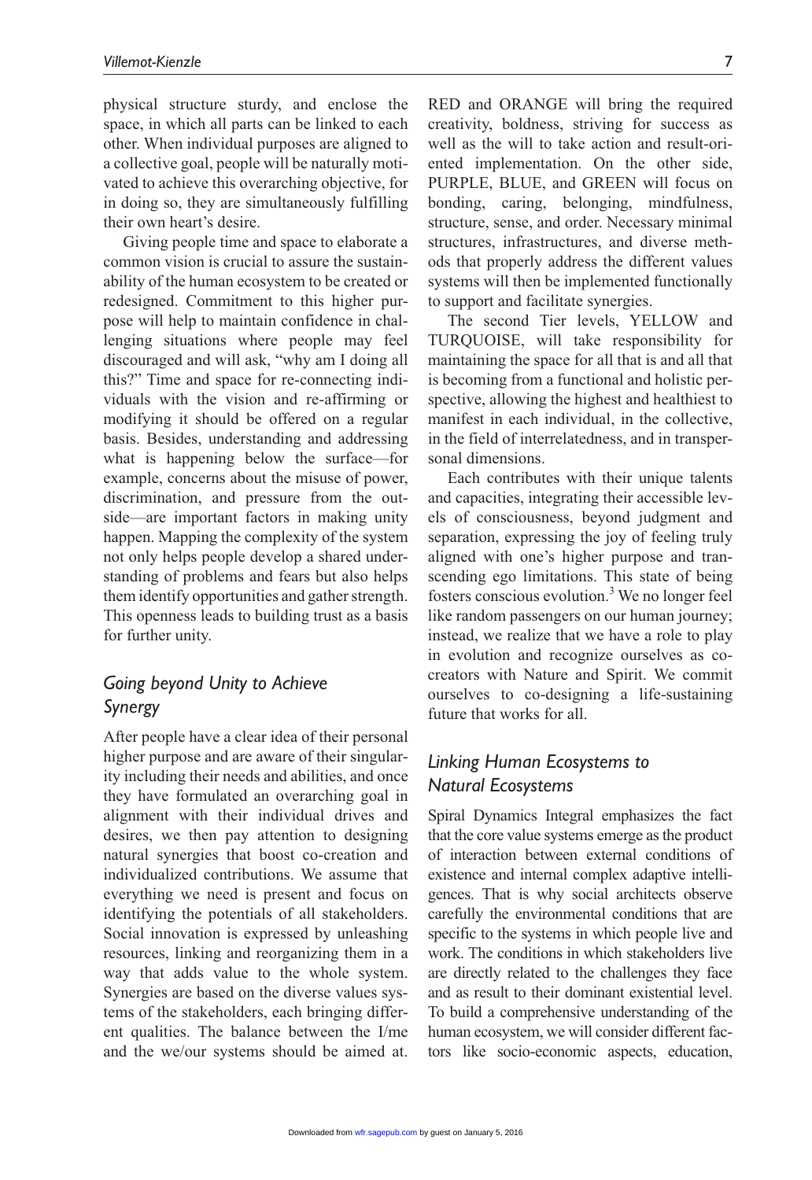physical structure sturdy, and enclose the space, in which all parts can be linked to each other. When individual purposes are aligned to a collective goal, people will be naturally motivated to achieve this overarching objective, for in doing so, they are simultaneously fulfilling their own heart's desire.

Giving people time and space to elaborate a common vision is crucial to assure the sustainability of the human ecosystem to be created or redesigned. Commitment to this higher purpose will help to maintain confidence in challenging situations where people may feel discouraged and will ask, "why am I doing all this?" Time and space for re-connecting individuals with the vision and re-affirming or modifying it should be offered on a regular basis. Besides, understanding and addressing what is happening below the surface—for example, concerns about the misuse of power, discrimination, and pressure from the outside—are important factors in making unity happen. Mapping the complexity of the system not only helps people develop a shared understanding of problems and fears but also helps them identify opportunities and gather strength. This openness leads to building trust as a basis for further unity.

## *Going beyond Unity to Achieve Synergy*

After people have a clear idea of their personal higher purpose and are aware of their singularity including their needs and abilities, and once they have formulated an overarching goal in alignment with their individual drives and desires, we then pay attention to designing natural synergies that boost co-creation and individualized contributions. We assume that everything we need is present and focus on identifying the potentials of all stakeholders. Social innovation is expressed by unleashing resources, linking and reorganizing them in a way that adds value to the whole system. Synergies are based on the diverse values systems of the stakeholders, each bringing different qualities. The balance between the I/me and the we/our systems should be aimed at. RED and ORANGE will bring the required creativity, boldness, striving for success as well as the will to take action and result-oriented implementation. On the other side, PURPLE, BLUE, and GREEN will focus on bonding, caring, belonging, mindfulness, structure, sense, and order. Necessary minimal structures, infrastructures, and diverse methods that properly address the different values systems will then be implemented functionally to support and facilitate synergies.

The second Tier levels, YELLOW and TURQUOISE, will take responsibility for maintaining the space for all that is and all that is becoming from a functional and holistic perspective, allowing the highest and healthiest to manifest in each individual, in the collective, in the field of interrelatedness, and in transpersonal dimensions.

Each contributes with their unique talents and capacities, integrating their accessible levels of consciousness, beyond judgment and separation, expressing the joy of feeling truly aligned with one's higher purpose and transcending ego limitations. This state of being fosters conscious evolution.[3] We no longer feel like random passengers on our human journey; instead, we realize that we have a role to play in evolution and recognize ourselves as co-creators with Nature and Spirit. We commit ourselves to co-designing a life-sustaining future that works for all.

## *Linking Human Ecosystems to Natural Ecosystems*

Spiral Dynamics Integral emphasizes the fact that the core value systems emerge as the product of interaction between external conditions of existence and internal complex adaptive intelligences. That is why social architects observe carefully the environmental conditions that are specific to the systems in which people live and work. The conditions in which stakeholders live are directly related to the challenges they face and as result to their dominant existential level. To build a comprehensive understanding of the human ecosystem, we will consider different factors like socio-economic aspects, education,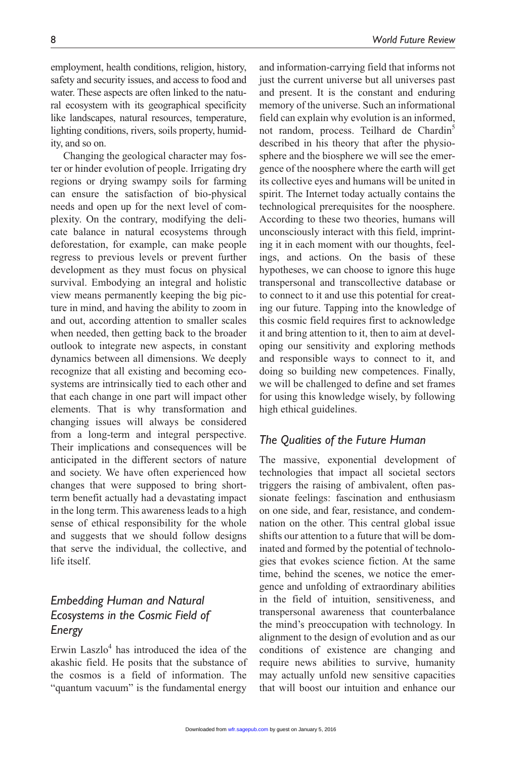employment, health conditions, religion, history, safety and security issues, and access to food and water. These aspects are often linked to the natural ecosystem with its geographical specificity like landscapes, natural resources, temperature, lighting conditions, rivers, soils property, humidity, and so on.

Changing the geological character may foster or hinder evolution of people. Irrigating dry regions or drying swampy soils for farming can ensure the satisfaction of bio-physical needs and open up for the next level of complexity. On the contrary, modifying the delicate balance in natural ecosystems through deforestation, for example, can make people regress to previous levels or prevent further development as they must focus on physical survival. Embodying an integral and holistic view means permanently keeping the big picture in mind, and having the ability to zoom in and out, according attention to smaller scales when needed, then getting back to the broader outlook to integrate new aspects, in constant dynamics between all dimensions. We deeply recognize that all existing and becoming ecosystems are intrinsically tied to each other and that each change in one part will impact other elements. That is why transformation and changing issues will always be considered from a long-term and integral perspective. Their implications and consequences will be anticipated in the different sectors of nature and society. We have often experienced how changes that were supposed to bring short-term benefit actually had a devastating impact in the long term. This awareness leads to a high sense of ethical responsibility for the whole and suggests that we should follow designs that serve the individual, the collective, and life itself.

## *Embedding Human and Natural Ecosystems in the Cosmic Field of Energy*

Erwin Laszlo[4] has introduced the idea of the akashic field. He posits that the substance of the cosmos is a field of information. The "quantum vacuum" is the fundamental energy and information-carrying field that informs not just the current universe but all universes past and present. It is the constant and enduring memory of the universe. Such an informational field can explain why evolution is an informed, not random, process. Teilhard de Chardin[5] described in his theory that after the physiosphere and the biosphere we will see the emergence of the noosphere where the earth will get its collective eyes and humans will be united in spirit. The Internet today actually contains the technological prerequisites for the noosphere. According to these two theories, humans will unconsciously interact with this field, imprinting it in each moment with our thoughts, feelings, and actions. On the basis of these hypotheses, we can choose to ignore this huge transpersonal and transcollective database or to connect to it and use this potential for creating our future. Tapping into the knowledge of this cosmic field requires first to acknowledge it and bring attention to it, then to aim at developing our sensitivity and exploring methods and responsible ways to connect to it, and doing so building new competences. Finally, we will be challenged to define and set frames for using this knowledge wisely, by following high ethical guidelines.

## *The Qualities of the Future Human*

The massive, exponential development of technologies that impact all societal sectors triggers the raising of ambivalent, often passionate feelings: fascination and enthusiasm on one side, and fear, resistance, and condemnation on the other. This central global issue shifts our attention to a future that will be dominated and formed by the potential of technologies that evokes science fiction. At the same time, behind the scenes, we notice the emergence and unfolding of extraordinary abilities in the field of intuition, sensitiveness, and transpersonal awareness that counterbalance the mind's preoccupation with technology. In alignment to the design of evolution and as our conditions of existence are changing and require news abilities to survive, humanity may actually unfold new sensitive capacities that will boost our intuition and enhance our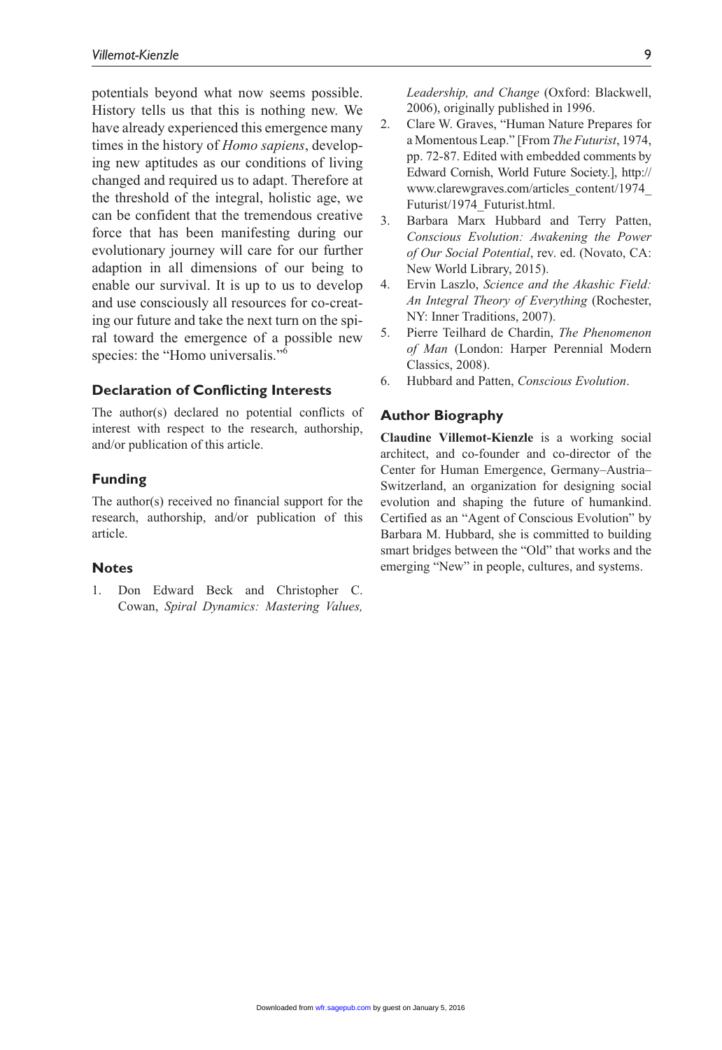potentials beyond what now seems possible. History tells us that this is nothing new. We have already experienced this emergence many times in the history of *Homo sapiens*, developing new aptitudes as our conditions of living changed and required us to adapt. Therefore at the threshold of the integral, holistic age, we can be confident that the tremendous creative force that has been manifesting during our evolutionary journey will care for our further adaption in all dimensions of our being to enable our survival. It is up to us to develop and use consciously all resources for co-creating our future and take the next turn on the spiral toward the emergence of a possible new species: the "Homo universalis."[6]

## Declaration of Conflicting Interests

The author(s) declared no potential conflicts of interest with respect to the research, authorship, and/or publication of this article.

## Funding

The author(s) received no financial support for the research, authorship, and/or publication of this article.

## Notes

1. Don Edward Beck and Christopher C. Cowan, *Spiral Dynamics: Mastering Values, Leadership, and Change* (Oxford: Blackwell, 2006), originally published in 1996.
2. Clare W. Graves, "Human Nature Prepares for a Momentous Leap." [From *The Futurist*, 1974, pp. 72-87. Edited with embedded comments by Edward Cornish, World Future Society.], http://www.clarewgraves.com/articles_content/1974_Futurist/1974_Futurist.html.
3. Barbara Marx Hubbard and Terry Patten, *Conscious Evolution: Awakening the Power of Our Social Potential*, rev. ed. (Novato, CA: New World Library, 2015).
4. Ervin Laszlo, *Science and the Akashic Field: An Integral Theory of Everything* (Rochester, NY: Inner Traditions, 2007).
5. Pierre Teilhard de Chardin, *The Phenomenon of Man* (London: Harper Perennial Modern Classics, 2008).
6. Hubbard and Patten, *Conscious Evolution*.

## Author Biography

**Claudine Villemot-Kienzle** is a working social architect, and co-founder and co-director of the Center for Human Emergence, Germany–Austria–Switzerland, an organization for designing social evolution and shaping the future of humankind. Certified as an "Agent of Conscious Evolution" by Barbara M. Hubbard, she is committed to building smart bridges between the "Old" that works and the emerging "New" in people, cultures, and systems.